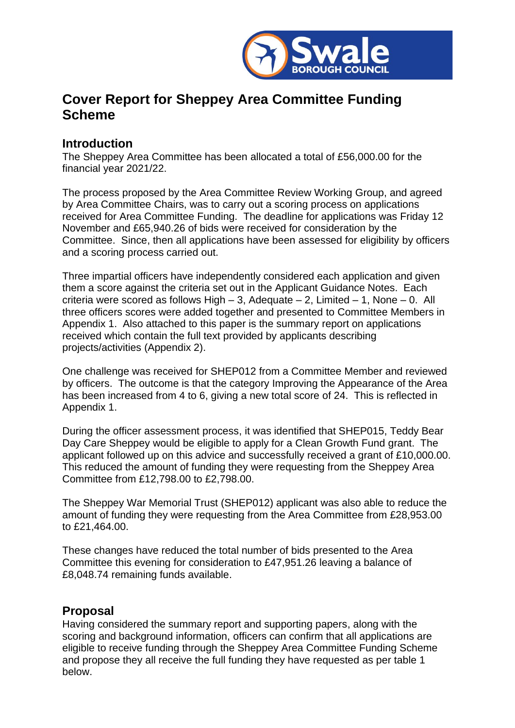# Cover Report for Sheppey Area Committee Funding Scheme

## Introduction

The Sheppey Area Committee has been allocated a total of £56,000.00 for the financial year 2021/22.

The process proposed by the Area Committee Review Working Group, and agreed by Area Committee Chairs, was to carry out a scoring process on applications received for Area Committee Funding. The deadline for applications was Friday 12 November and £65,940.26 of bids were received for consideration by the Committee. Since, then all applications have been assessed for eligibility by officers and a scoring process carried out.

Three impartial officers have independently considered each application and given them a score against the criteria set out in the Applicant Guidance Notes. Each criteria were scored as follows High – 3, Adequate – 2, Limited – 1, None – 0. All three officers scores were added together and presented to Committee Members in Appendix 1. Also attached to this paper is the summary report on applications received which contain the full text provided by applicants describing projects/activities (Appendix 2).

One challenge was received for SHEP012 from a Committee Member and reviewed by officers. The outcome is that the category Improving the Appearance of the Area has been increased from 4 to 6, giving a new total score of 24. This is reflected in Appendix 1.

During the officer assessment process, it was identified that SHEP015, Teddy Bear Day Care Sheppey would be eligible to apply for a Clean Growth Fund grant. The applicant followed up on this advice and successfully received a grant of £10,000.00. This reduced the amount of funding they were requesting from the Sheppey Area Committee from £12,798.00 to £2,798.00.

The Sheppey War Memorial Trust (SHEP012) applicant was also able to reduce the amount of funding they were requesting from the Area Committee from £28,953.00 to £21,464.00.

These changes have reduced the total number of bids presented to the Area Committee this evening for consideration to £47,951.26 leaving a balance of £8,048.74 remaining funds available.

## Proposal

Having considered the summary report and supporting papers, along with the scoring and background information, officers can confirm that all applications are eligible to receive funding through the Sheppey Area Committee Funding Scheme and propose they all receive the full funding they have requested as per table 1 below.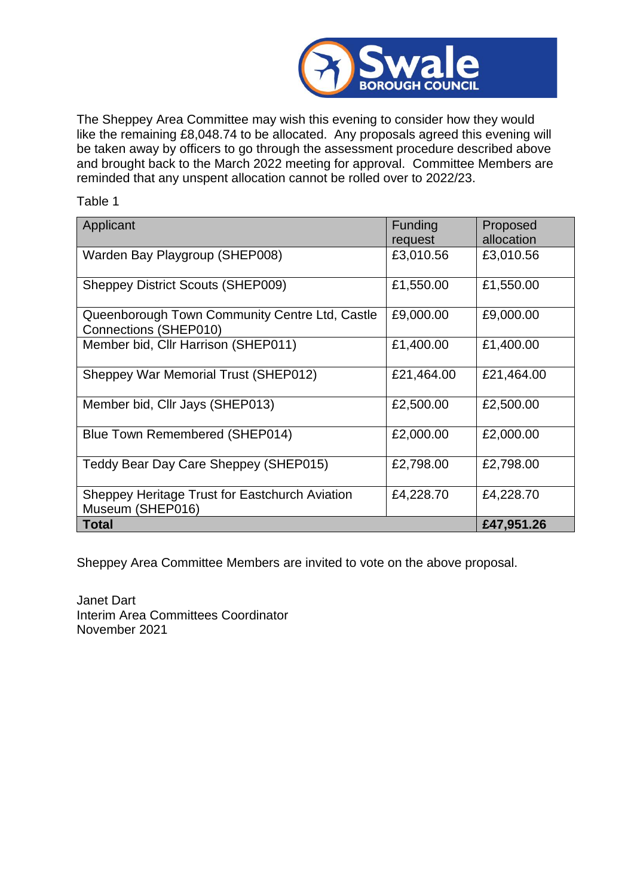The Sheppey Area Committee may wish this evening to consider how they would like the remaining £8,048.74 to be allocated. Any proposals agreed this evening will be taken away by officers to go through the assessment procedure described above and brought back to the March 2022 meeting for approval. Committee Members are reminded that any unspent allocation cannot be rolled over to 2022/23.

Table 1

| Applicant | Funding request | Proposed allocation |
|---|---|---|
| Warden Bay Playgroup (SHEP008) | £3,010.56 | £3,010.56 |
| Sheppey District Scouts (SHEP009) | £1,550.00 | £1,550.00 |
| Queenborough Town Community Centre Ltd, Castle Connections (SHEP010) | £9,000.00 | £9,000.00 |
| Member bid, Cllr Harrison (SHEP011) | £1,400.00 | £1,400.00 |
| Sheppey War Memorial Trust (SHEP012) | £21,464.00 | £21,464.00 |
| Member bid, Cllr Jays (SHEP013) | £2,500.00 | £2,500.00 |
| Blue Town Remembered (SHEP014) | £2,000.00 | £2,000.00 |
| Teddy Bear Day Care Sheppey (SHEP015) | £2,798.00 | £2,798.00 |
| Sheppey Heritage Trust for Eastchurch Aviation Museum (SHEP016) | £4,228.70 | £4,228.70 |
| **Total** | | **£47,951.26** |

Sheppey Area Committee Members are invited to vote on the above proposal.

Janet Dart
Interim Area Committees Coordinator
November 2021